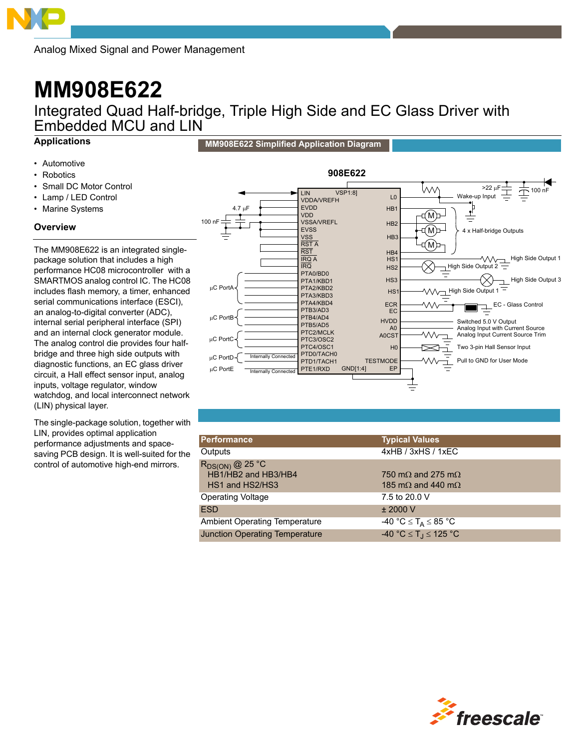Analog Mixed Signal and Power Management

# MM908E622

## Integrated Quad Half-bridge, Triple High Side and EC Glass Driver with Embedded MCU and LIN

### Applications

- Automotive
- Robotics
- Small DC Motor Control
- Lamp / LED Control
- Marine Systems

### Overview

The MM908E622 is an integrated single-package solution that includes a high performance HC08 microcontroller with a SMARTMOS analog control IC. The HC08 includes flash memory, a timer, enhanced serial communications interface (ESCI), an analog-to-digital converter (ADC), internal serial peripheral interface (SPI) and an internal clock generator module. The analog control die provides four half-bridge and three high side outputs with diagnostic functions, an EC glass driver circuit, a Hall effect sensor input, analog inputs, voltage regulator, window watchdog, and local interconnect network (LIN) physical layer.

The single-package solution, together with LIN, provides optimal application performance adjustments and space-saving PCB design. It is well-suited for the control of automotive high-end mirrors.

**MM908E622 Simplified Application Diagram**

| Performance | Typical Values |
|---|---|
| Outputs | 4xHB / 3xHS / 1xEC |
| $R_{DS(ON)}$ @ 25 °C | |
| HB1/HB2 and HB3/HB4 | 750 mΩ and 275 mΩ |
| HS1 and HS2/HS3 | 185 mΩ and 440 mΩ |
| Operating Voltage | 7.5 to 20.0 V |
| ESD | ± 2000 V |
| Ambient Operating Temperature | -40 °C ≤ $T_A$ ≤ 85 °C |
| Junction Operating Temperature | -40 °C ≤ $T_J$ ≤ 125 °C |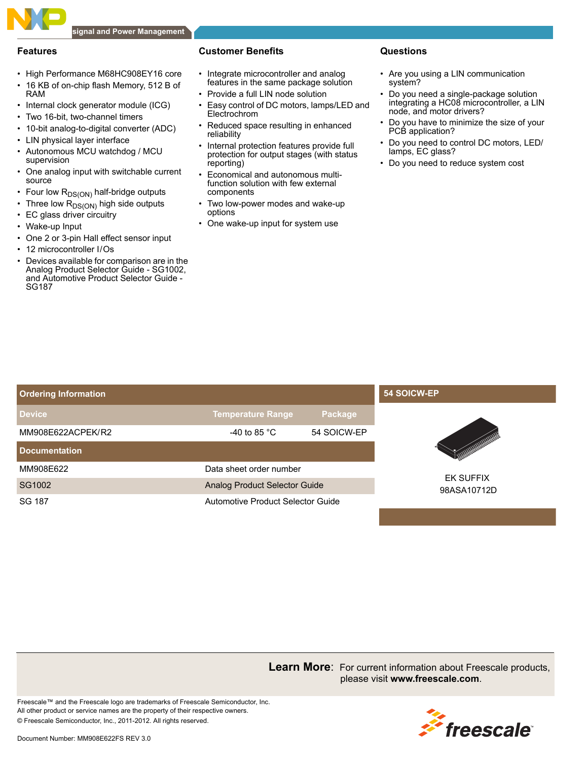## Features

- High Performance M68HC908EY16 core
- 16 KB of on-chip flash Memory, 512 B of RAM
- Internal clock generator module (ICG)
- Two 16-bit, two-channel timers
- 10-bit analog-to-digital converter (ADC)
- LIN physical layer interface
- Autonomous MCU watchdog / MCU supervision
- One analog input with switchable current source
- Four low $R_{DS(ON)}$ half-bridge outputs
- Three low $R_{DS(ON)}$ high side outputs
- EC glass driver circuitry
- Wake-up Input
- One 2 or 3-pin Hall effect sensor input
- 12 microcontroller I/Os
- Devices available for comparison are in the Analog Product Selector Guide - SG1002, and Automotive Product Selector Guide - SG187

## Customer Benefits

- Integrate microcontroller and analog features in the same package solution
- Provide a full LIN node solution
- Easy control of DC motors, lamps/LED and Electrochrom
- Reduced space resulting in enhanced reliability
- Internal protection features provide full protection for output stages (with status reporting)
- Economical and autonomous multi-function solution with few external components
- Two low-power modes and wake-up options
- One wake-up input for system use

## Questions

- Are you using a LIN communication system?
- Do you need a single-package solution integrating a HC08 microcontroller, a LIN node, and motor drivers?
- Do you have to minimize the size of your PCB application?
- Do you need to control DC motors, LED/ lamps, EC glass?
- Do you need to reduce system cost

## Ordering Information

| Device | Temperature Range | Package |
|---|---|---|
| MM908E622ACPEK/R2 | -40 to 85 °C | 54 SOICW-EP |

## Documentation

| | |
|---|---|
| MM908E622 | Data sheet order number |
| SG1002 | Analog Product Selector Guide |
| SG 187 | Automotive Product Selector Guide |

## 54 SOICW-EP

EK SUFFIX
98ASA10712D

**Learn More**: For current information about Freescale products, please visit **www.freescale.com**.

Freescale™ and the Freescale logo are trademarks of Freescale Semiconductor, Inc.
All other product or service names are the property of their respective owners.
© Freescale Semiconductor, Inc., 2011-2012. All rights reserved.

Document Number: MM908E622FS REV 3.0